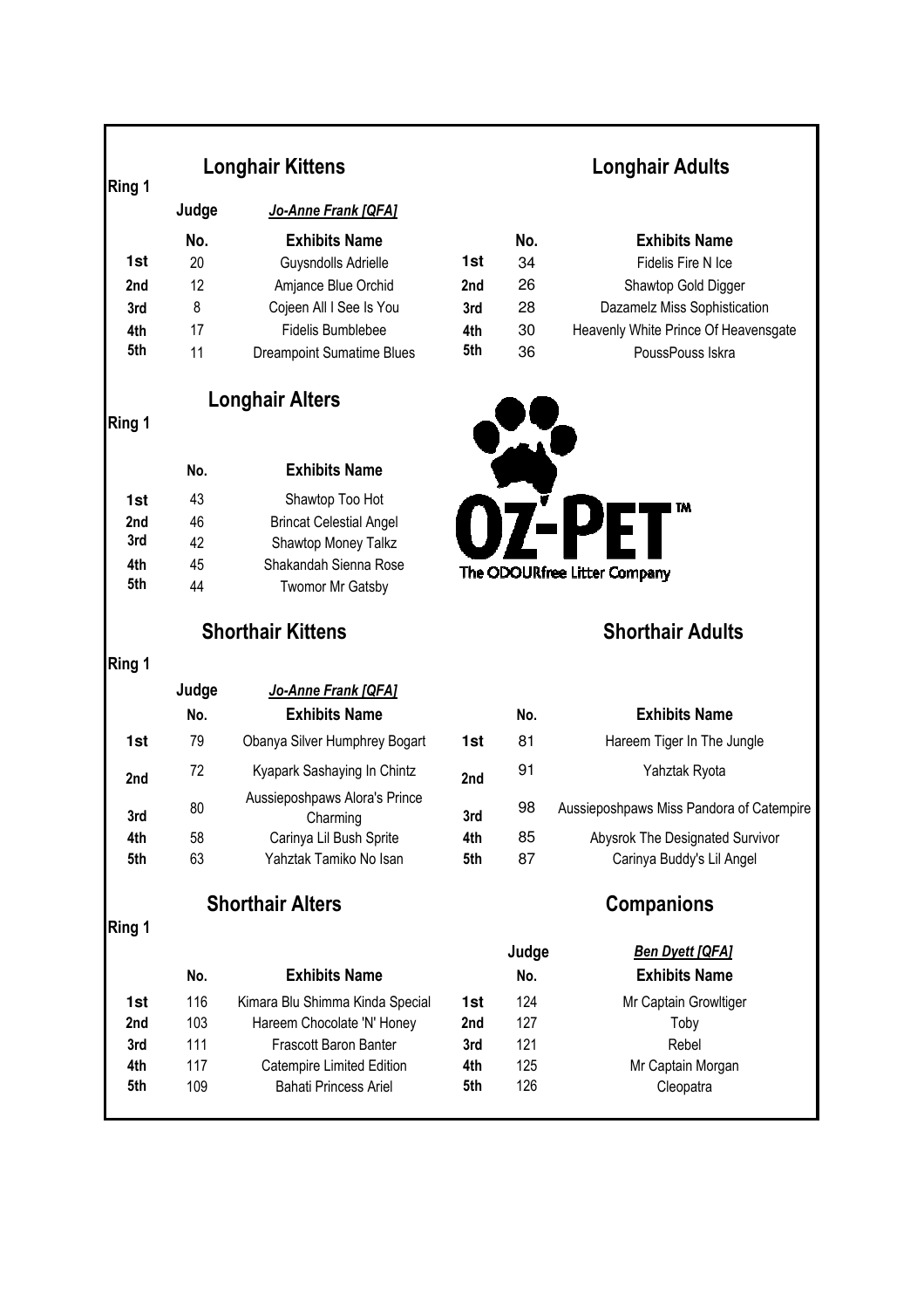## Longhair Kittens

**Ring 1**

**Judge** *Jo-Anne Frank [QFA]*

| | No. | Exhibits Name |
|---|---|---|
| 1st | 20 | Guysndolls Adrielle |
| 2nd | 12 | Amjance Blue Orchid |
| 3rd | 8 | Cojeen All I See Is You |
| 4th | 17 | Fidelis Bumblebee |
| 5th | 11 | Dreampoint Sumatime Blues |

## Longhair Adults

| | No. | Exhibits Name |
|---|---|---|
| 1st | 34 | Fidelis Fire N Ice |
| 2nd | 26 | Shawtop Gold Digger |
| 3rd | 28 | Dazamelz Miss Sophistication |
| 4th | 30 | Heavenly White Prince Of Heavensgate |
| 5th | 36 | PoussPouss Iskra |

## Longhair Alters

**Ring 1**

| | No. | Exhibits Name |
|---|---|---|
| 1st | 43 | Shawtop Too Hot |
| 2nd | 46 | Brincat Celestial Angel |
| 3rd | 42 | Shawtop Money Talkz |
| 4th | 45 | Shakandah Sienna Rose |
| 5th | 44 | Twomor Mr Gatsby |

OZ-PET™ The ODOURfree Litter Company

## Shorthair Kittens

**Ring 1**

**Judge** *Jo-Anne Frank [QFA]*

| | No. | Exhibits Name |
|---|---|---|
| 1st | 79 | Obanya Silver Humphrey Bogart |
| 2nd | 72 | Kyapark Sashaying In Chintz |
| 3rd | 80 | Aussieposhpaws Alora's Prince Charming |
| 4th | 58 | Carinya Lil Bush Sprite |
| 5th | 63 | Yahztak Tamiko No Isan |

## Shorthair Adults

| | No. | Exhibits Name |
|---|---|---|
| 1st | 81 | Hareem Tiger In The Jungle |
| 2nd | 91 | Yahztak Ryota |
| 3rd | 98 | Aussieposhpaws Miss Pandora of Catempire |
| 4th | 85 | Abysrok The Designated Survivor |
| 5th | 87 | Carinya Buddy's Lil Angel |

## Shorthair Alters

**Ring 1**

| | No. | Exhibits Name |
|---|---|---|
| 1st | 116 | Kimara Blu Shimma Kinda Special |
| 2nd | 103 | Hareem Chocolate 'N' Honey |
| 3rd | 111 | Frascott Baron Banter |
| 4th | 117 | Catempire Limited Edition |
| 5th | 109 | Bahati Princess Ariel |

## Companions

**Judge** *Ben Dyett [QFA]*

| | No. | Exhibits Name |
|---|---|---|
| 1st | 124 | Mr Captain Growltiger |
| 2nd | 127 | Toby |
| 3rd | 121 | Rebel |
| 4th | 125 | Mr Captain Morgan |
| 5th | 126 | Cleopatra |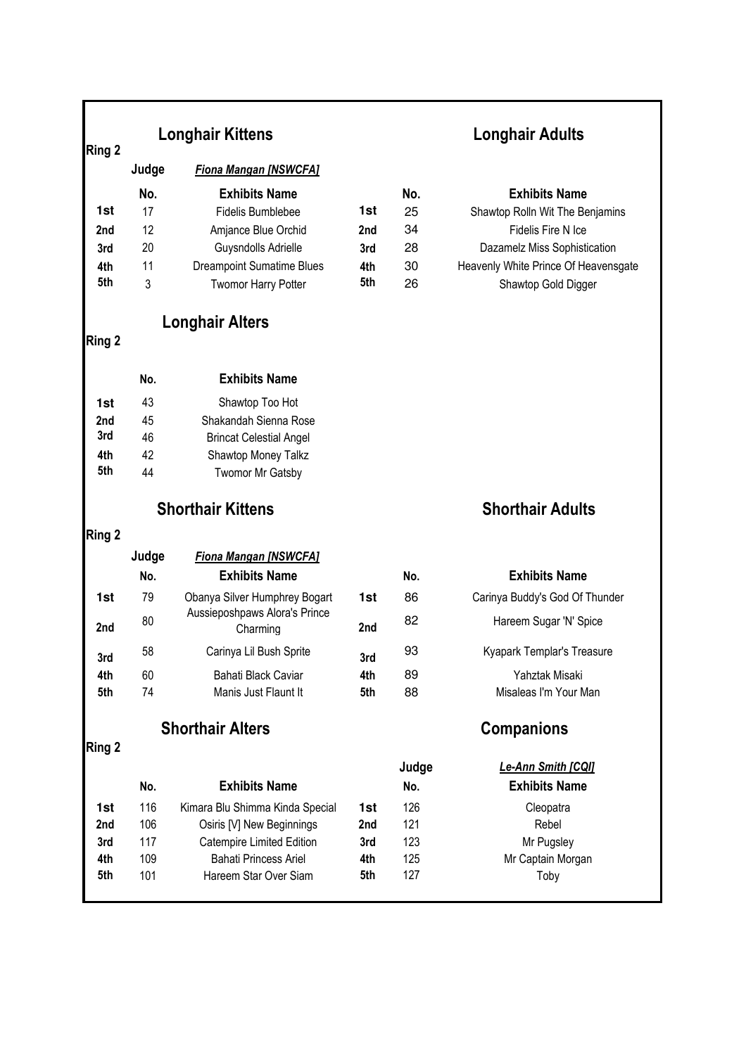**Ring 2**

## Longhair Kittens

Judge: *Fiona Mangan [NSWCFA]*

| | No. | Exhibits Name |
|---|---|---|
| 1st | 17 | Fidelis Bumblebee |
| 2nd | 12 | Amjance Blue Orchid |
| 3rd | 20 | Guysndolls Adrielle |
| 4th | 11 | Dreampoint Sumatime Blues |
| 5th | 3 | Twomor Harry Potter |

## Longhair Adults

| | No. | Exhibits Name |
|---|---|---|
| 1st | 25 | Shawtop Rolln Wit The Benjamins |
| 2nd | 34 | Fidelis Fire N Ice |
| 3rd | 28 | Dazamelz Miss Sophistication |
| 4th | 30 | Heavenly White Prince Of Heavensgate |
| 5th | 26 | Shawtop Gold Digger |

**Ring 2**

## Longhair Alters

| | No. | Exhibits Name |
|---|---|---|
| 1st | 43 | Shawtop Too Hot |
| 2nd | 45 | Shakandah Sienna Rose |
| 3rd | 46 | Brincat Celestial Angel |
| 4th | 42 | Shawtop Money Talkz |
| 5th | 44 | Twomor Mr Gatsby |

**Ring 2**

## Shorthair Kittens

Judge: *Fiona Mangan [NSWCFA]*

| | No. | Exhibits Name |
|---|---|---|
| 1st | 79 | Obanya Silver Humphrey Bogart |
| 2nd | 80 | Aussieposhpaws Alora's Prince Charming |
| 3rd | 58 | Carinya Lil Bush Sprite |
| 4th | 60 | Bahati Black Caviar |
| 5th | 74 | Manis Just Flaunt It |

## Shorthair Adults

| | No. | Exhibits Name |
|---|---|---|
| 1st | 86 | Carinya Buddy's God Of Thunder |
| 2nd | 82 | Hareem Sugar 'N' Spice |
| 3rd | 93 | Kyapark Templar's Treasure |
| 4th | 89 | Yahztak Misaki |
| 5th | 88 | Misaleas I'm Your Man |

**Ring 2**

## Shorthair Alters

| | No. | Exhibits Name |
|---|---|---|
| 1st | 116 | Kimara Blu Shimma Kinda Special |
| 2nd | 106 | Osiris [V] New Beginnings |
| 3rd | 117 | Catempire Limited Edition |
| 4th | 109 | Bahati Princess Ariel |
| 5th | 101 | Hareem Star Over Siam |

## Companions

Judge: *Le-Ann Smith [CQI]*

| | No. | Exhibits Name |
|---|---|---|
| 1st | 126 | Cleopatra |
| 2nd | 121 | Rebel |
| 3rd | 123 | Mr Pugsley |
| 4th | 125 | Mr Captain Morgan |
| 5th | 127 | Toby |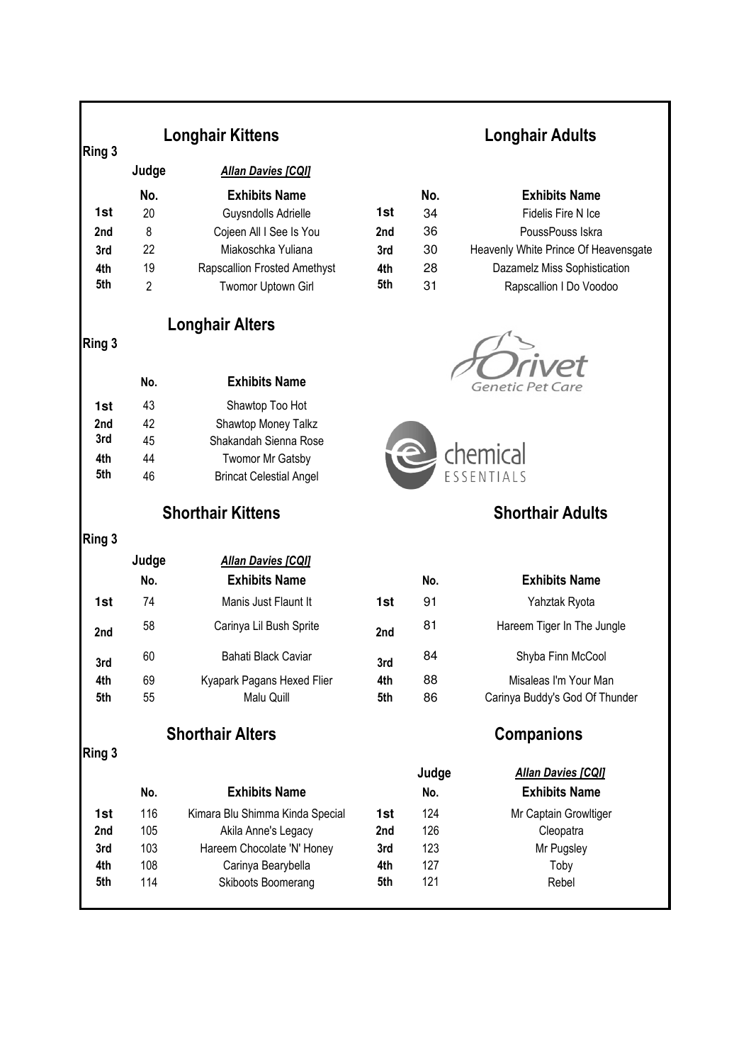## Longhair Kittens

**Ring 3**

**Judge** *Allan Davies [CQI]*

| | No. | Exhibits Name |
|---|---|---|
| **1st** | 20 | Guysndolls Adrielle |
| **2nd** | 8 | Cojeen All I See Is You |
| **3rd** | 22 | Miakoschka Yuliana |
| **4th** | 19 | Rapscallion Frosted Amethyst |
| **5th** | 2 | Twomor Uptown Girl |

## Longhair Adults

| | No. | Exhibits Name |
|---|---|---|
| **1st** | 34 | Fidelis Fire N Ice |
| **2nd** | 36 | PoussPouss Iskra |
| **3rd** | 30 | Heavenly White Prince Of Heavensgate |
| **4th** | 28 | Dazamelz Miss Sophistication |
| **5th** | 31 | Rapscallion I Do Voodoo |

## Longhair Alters

**Ring 3**

| | No. | Exhibits Name |
|---|---|---|
| **1st** | 43 | Shawtop Too Hot |
| **2nd** | 42 | Shawtop Money Talkz |
| **3rd** | 45 | Shakandah Sienna Rose |
| **4th** | 44 | Twomor Mr Gatsby |
| **5th** | 46 | Brincat Celestial Angel |

Orivet Genetic Pet Care

chemical ESSENTIALS

## Shorthair Kittens

**Ring 3**

**Judge** *Allan Davies [CQI]*

| | No. | Exhibits Name |
|---|---|---|
| **1st** | 74 | Manis Just Flaunt It |
| **2nd** | 58 | Carinya Lil Bush Sprite |
| **3rd** | 60 | Bahati Black Caviar |
| **4th** | 69 | Kyapark Pagans Hexed Flier |
| **5th** | 55 | Malu Quill |

## Shorthair Adults

| | No. | Exhibits Name |
|---|---|---|
| **1st** | 91 | Yahztak Ryota |
| **2nd** | 81 | Hareem Tiger In The Jungle |
| **3rd** | 84 | Shyba Finn McCool |
| **4th** | 88 | Misaleas I'm Your Man |
| **5th** | 86 | Carinya Buddy's God Of Thunder |

## Shorthair Alters

**Ring 3**

| | No. | Exhibits Name |
|---|---|---|
| **1st** | 116 | Kimara Blu Shimma Kinda Special |
| **2nd** | 105 | Akila Anne's Legacy |
| **3rd** | 103 | Hareem Chocolate 'N' Honey |
| **4th** | 108 | Carinya Bearybella |
| **5th** | 114 | Skiboots Boomerang |

## Companions

**Judge** *Allan Davies [CQI]*

| | No. | Exhibits Name |
|---|---|---|
| **1st** | 124 | Mr Captain Growltiger |
| **2nd** | 126 | Cleopatra |
| **3rd** | 123 | Mr Pugsley |
| **4th** | 127 | Toby |
| **5th** | 121 | Rebel |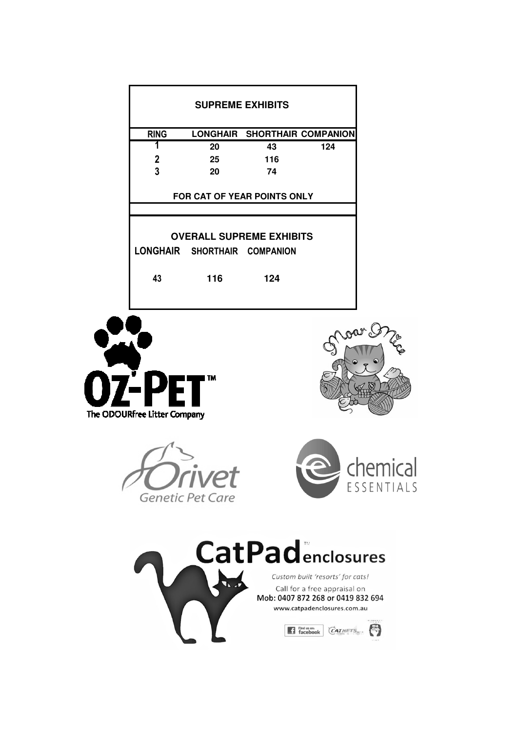## SUPREME EXHIBITS

| RING | LONGHAIR | SHORTHAIR | COMPANION |
|---|---|---|---|
| 1 | 20 | 43 | 124 |
| 2 | 25 | 116 | |
| 3 | 20 | 74 | |

**FOR CAT OF YEAR POINTS ONLY**

## OVERALL SUPREME EXHIBITS

| LONGHAIR | SHORTHAIR | COMPANION |
|---|---|---|
| 43 | 116 | 124 |

OZ-PET™
The ODOURfree Litter Company

Meow Mice

Orivet
Genetic Pet Care

chemical ESSENTIALS

CatPad™ enclosures

*Custom built 'resorts' for cats!*

Call for a free appraisal on
Mob: 0407 872 268 or 0419 832 694
www.catpadenclosures.com.au

Find us on facebook